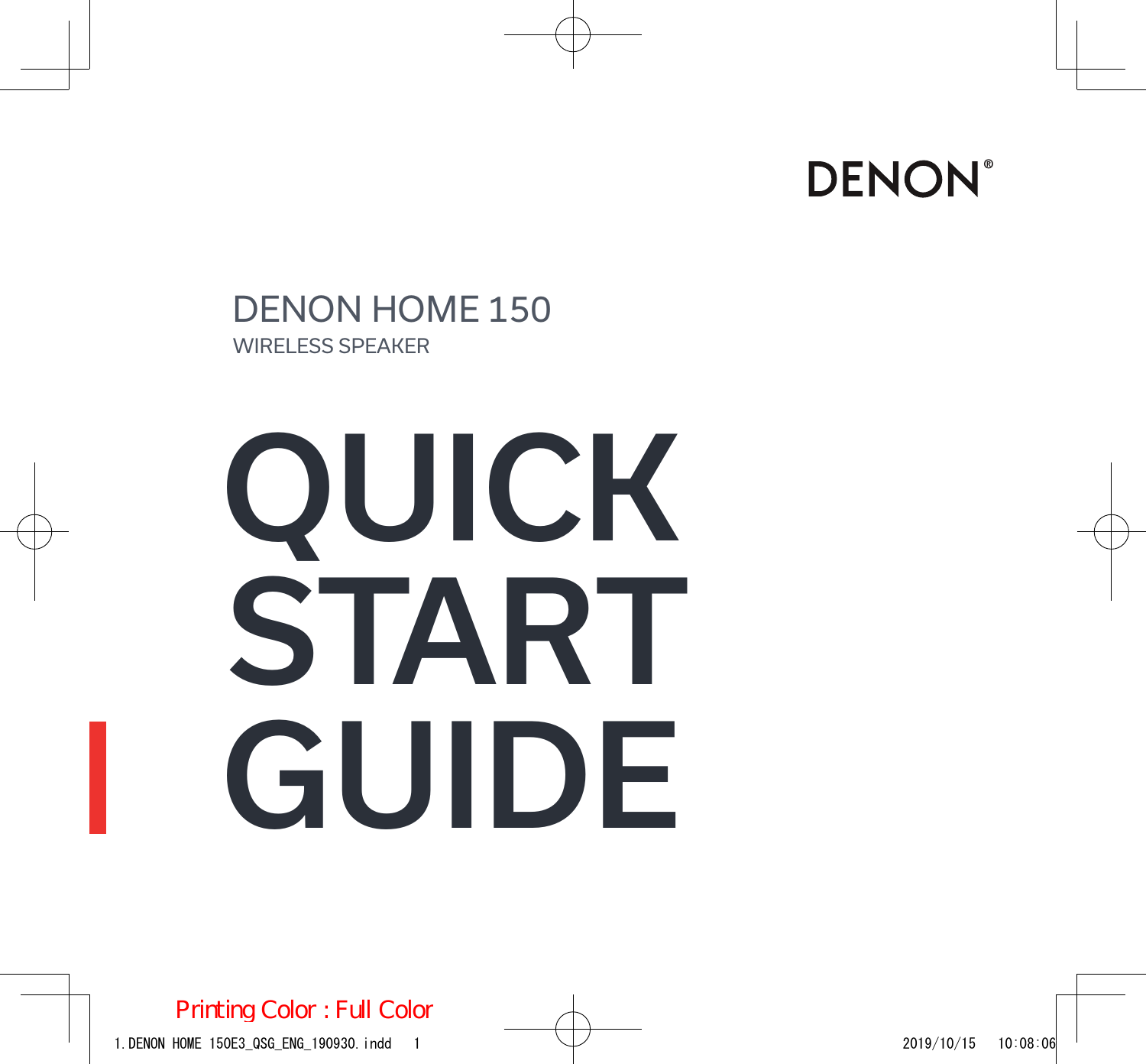DENON®

DENON HOME 150

WIRELESS SPEAKER

# QUICK START GUIDE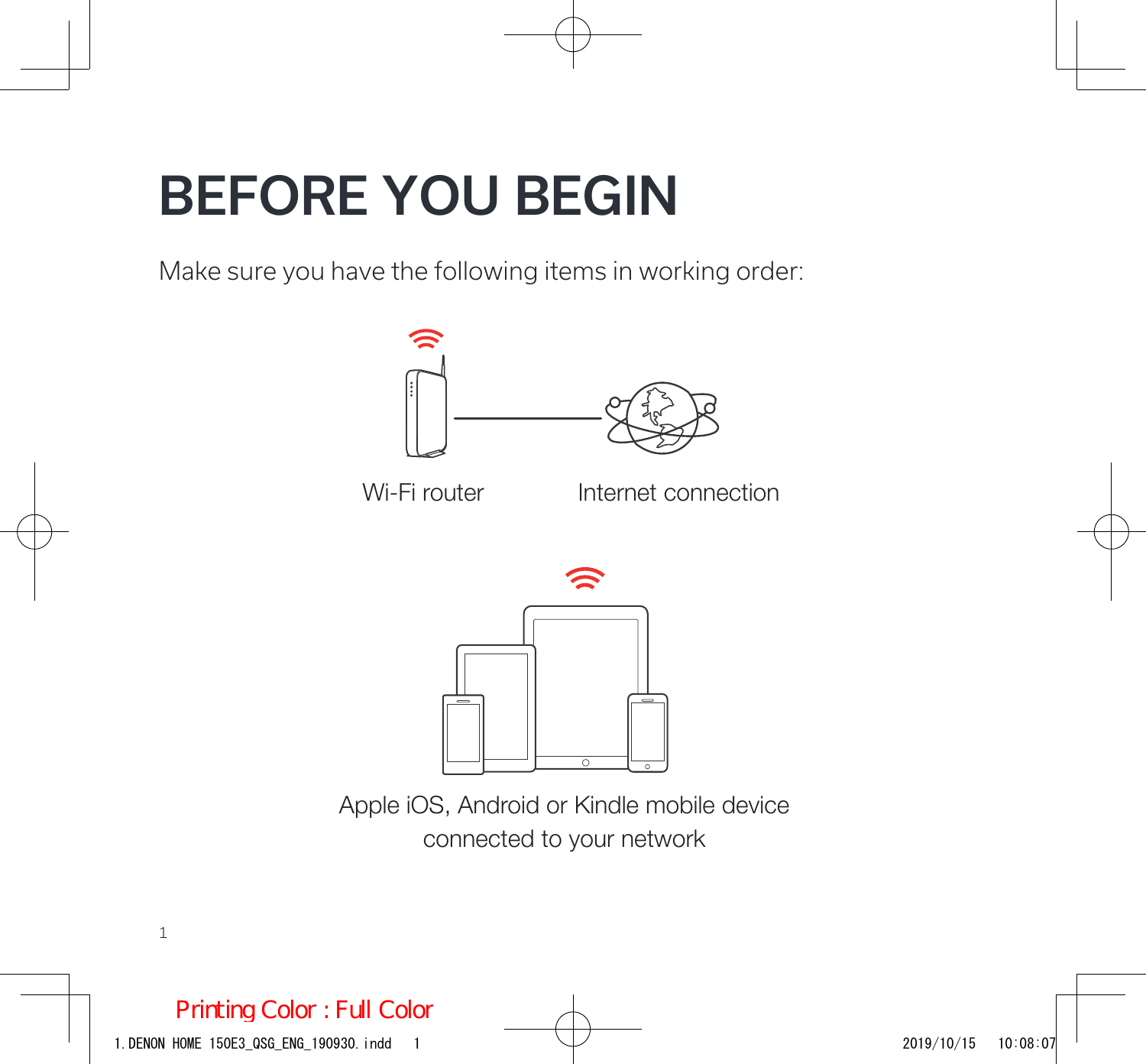# BEFORE YOU BEGIN

Make sure you have the following items in working order:

Wi-Fi router

Internet connection

Apple iOS, Android or Kindle mobile device connected to your network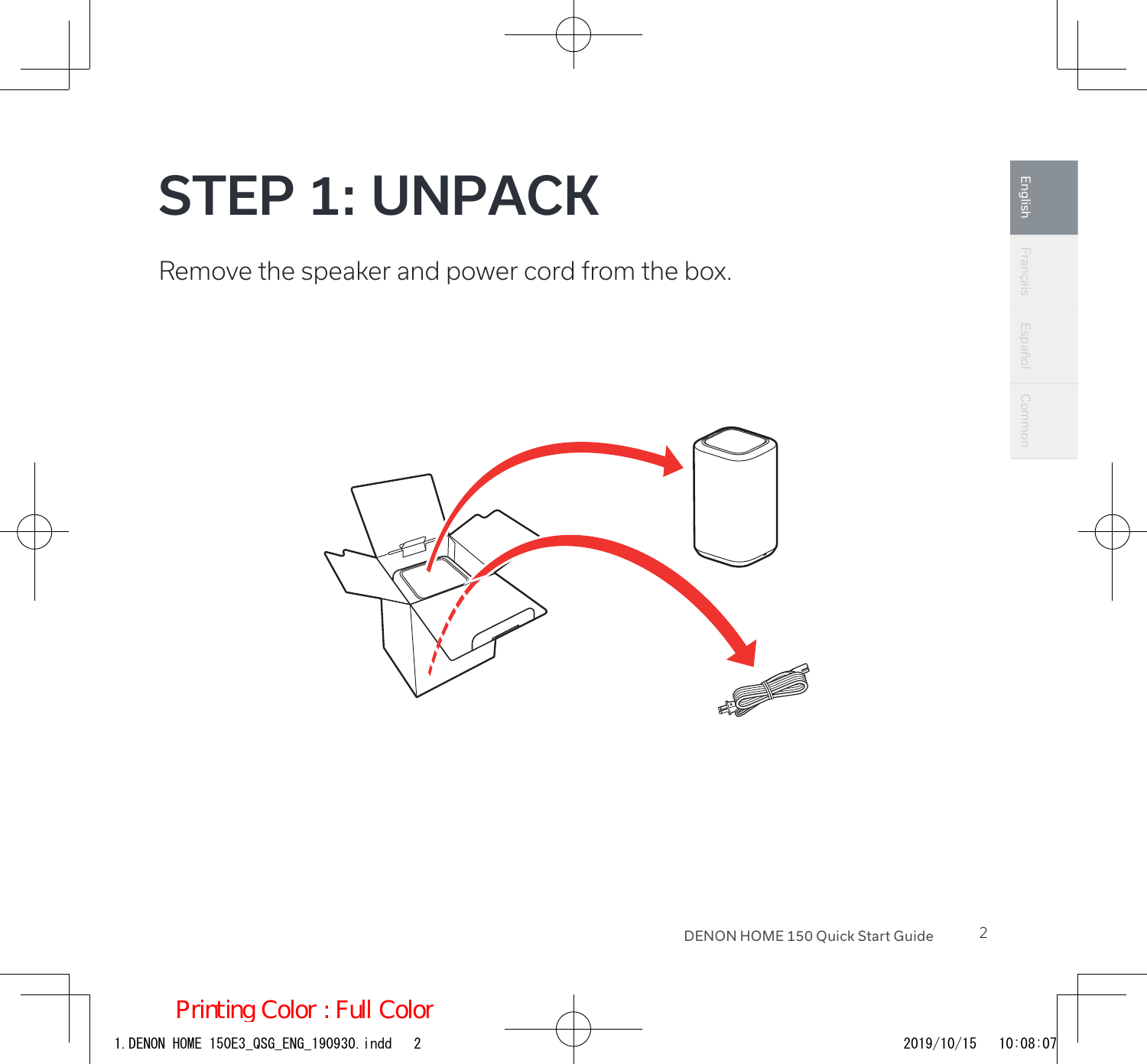# STEP 1: UNPACK

Remove the speaker and power cord from the box.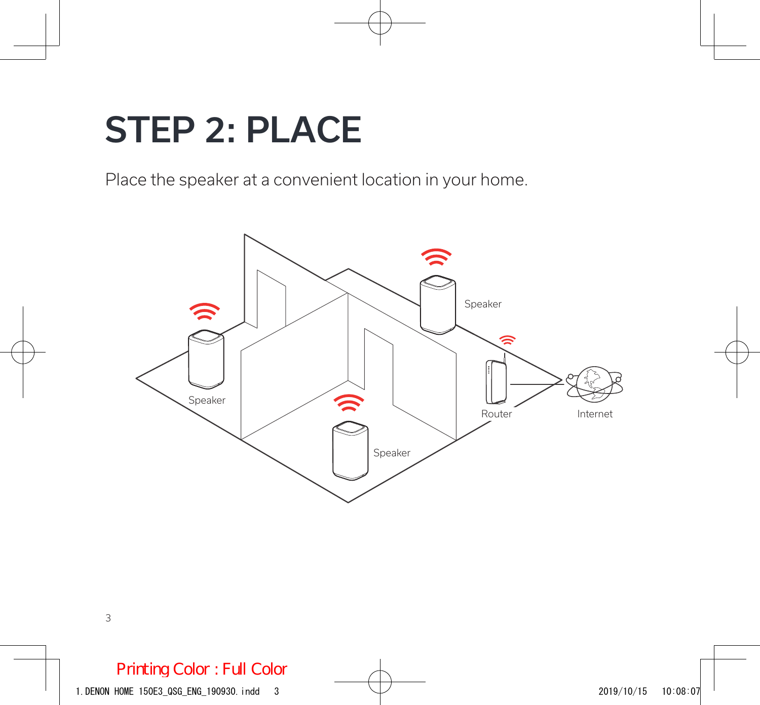# STEP 2: PLACE

Place the speaker at a convenient location in your home.

Speaker

Speaker

Speaker

Router

Internet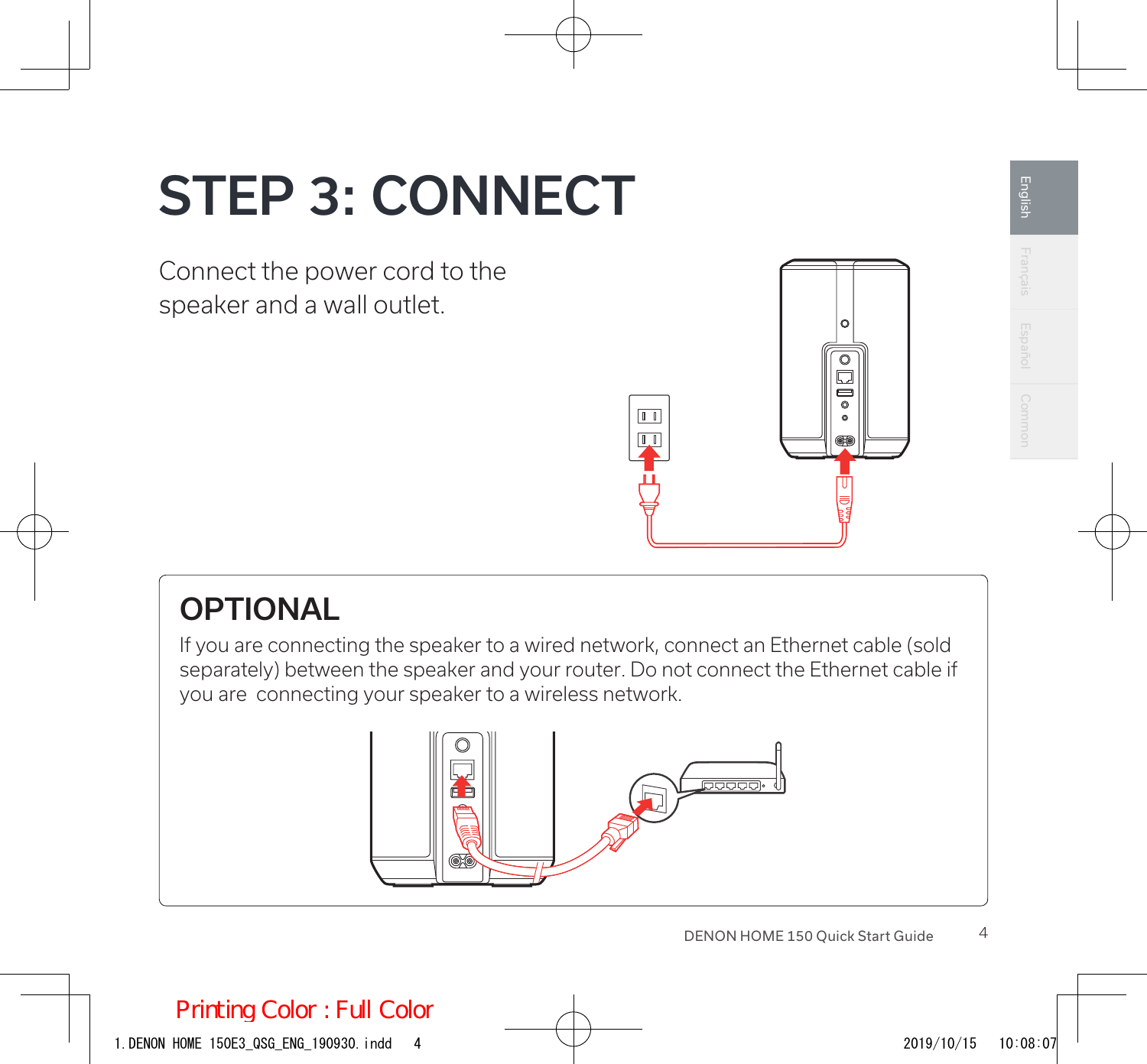# STEP 3: CONNECT

Connect the power cord to the speaker and a wall outlet.

## OPTIONAL

If you are connecting the speaker to a wired network, connect an Ethernet cable (sold separately) between the speaker and your router. Do not connect the Ethernet cable if you are connecting your speaker to a wireless network.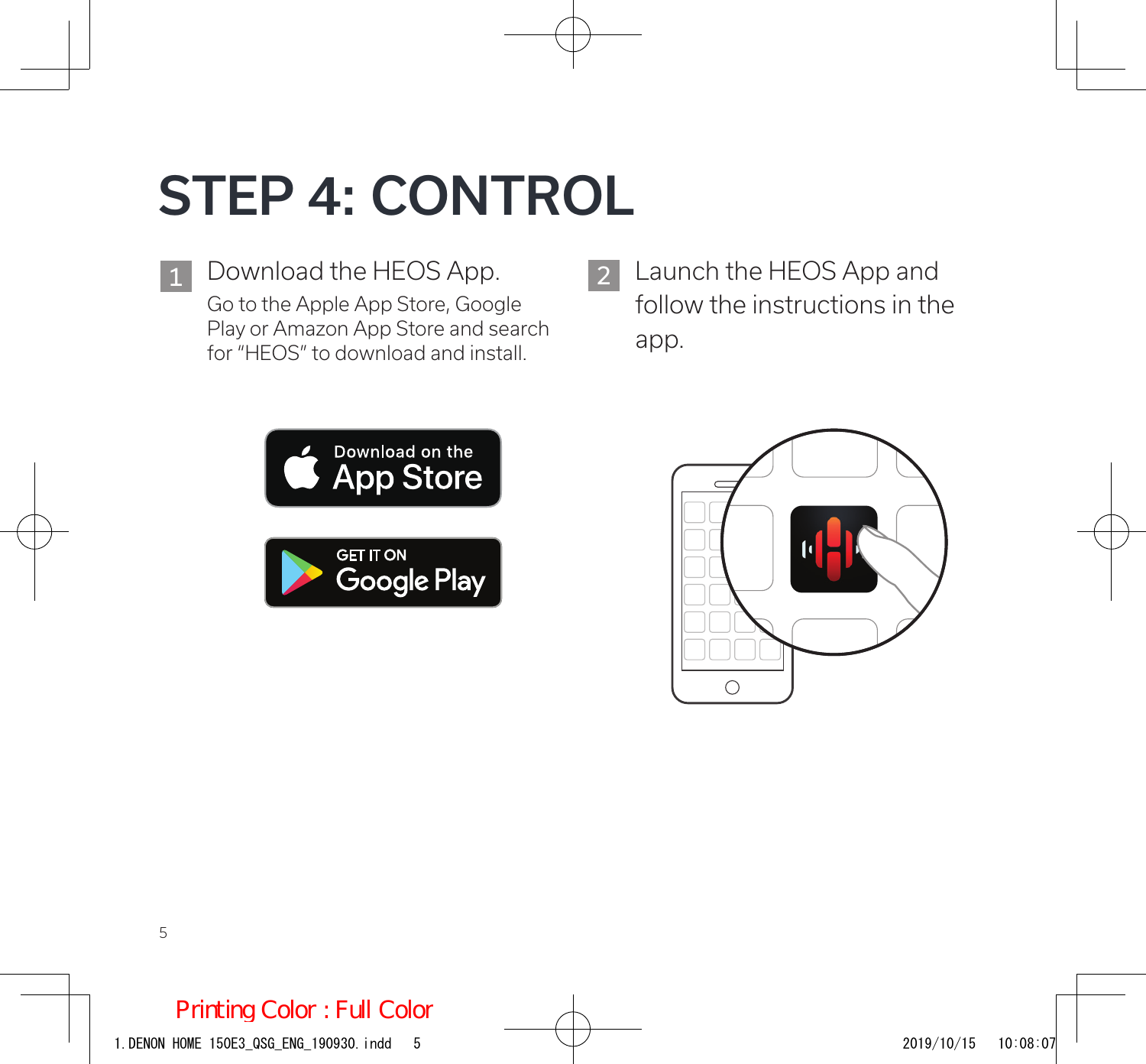# STEP 4: CONTROL

1. Download the HEOS App.

   Go to the Apple App Store, Google Play or Amazon App Store and search for "HEOS" to download and install.

2. Launch the HEOS App and follow the instructions in the app.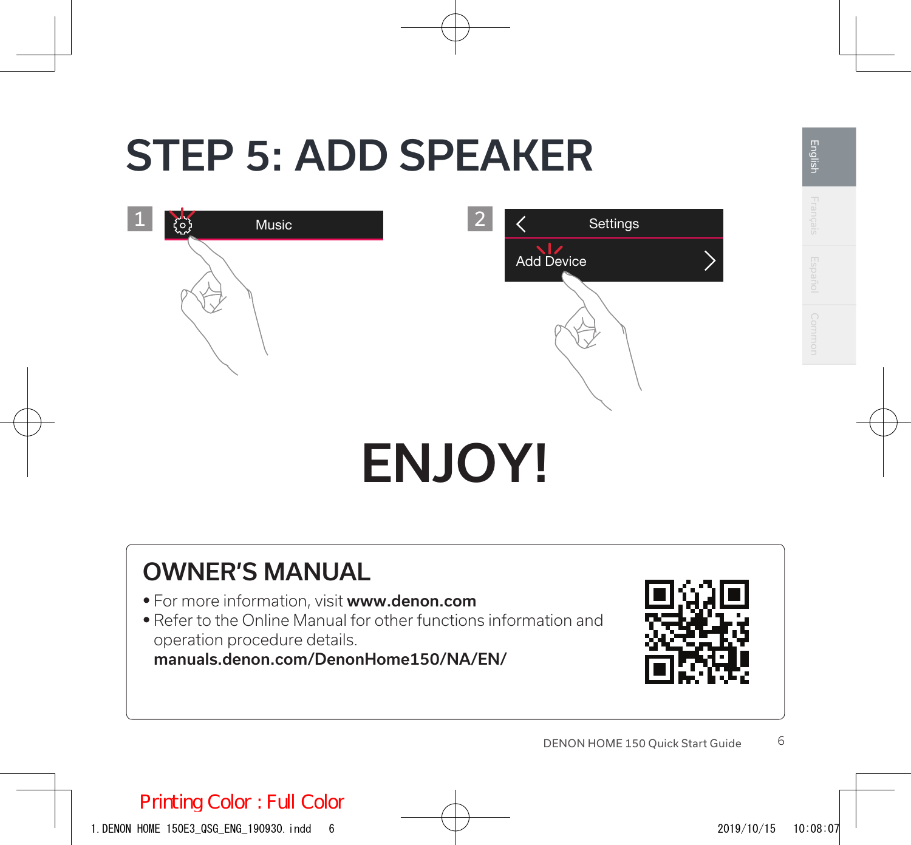# STEP 5: ADD SPEAKER

1 Music

2 Settings

Add Device

# ENJOY!

## OWNER'S MANUAL

- For more information, visit **www.denon.com**
- Refer to the Online Manual for other functions information and operation procedure details.
  **manuals.denon.com/DenonHome150/NA/EN/**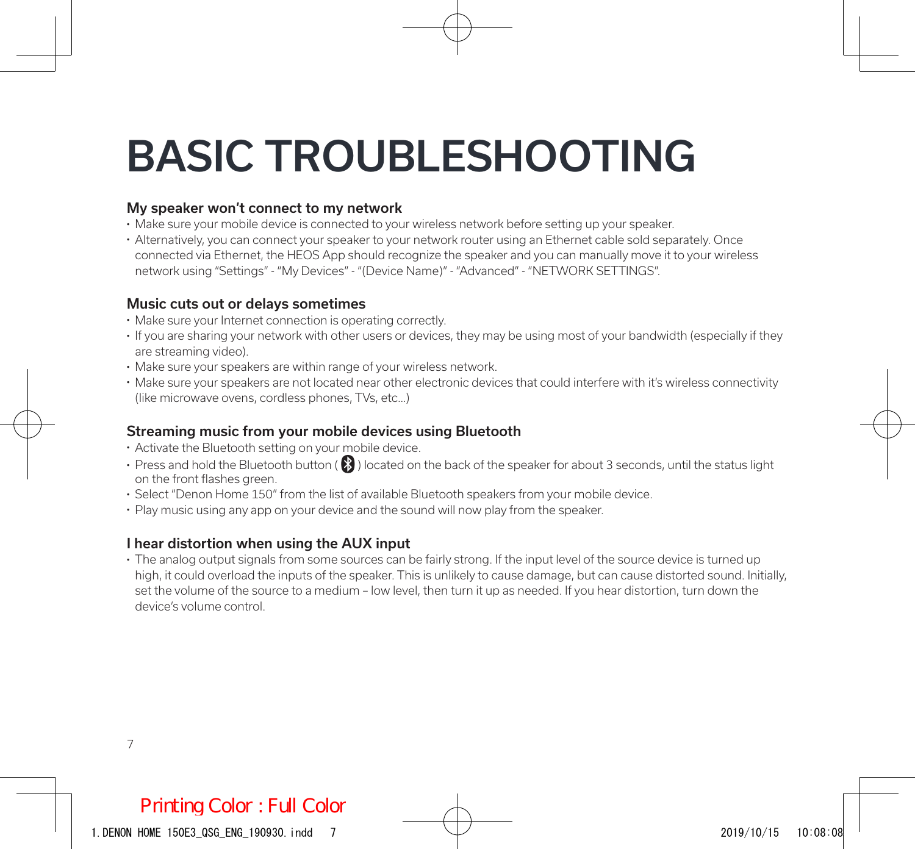# BASIC TROUBLESHOOTING

### My speaker won't connect to my network

- Make sure your mobile device is connected to your wireless network before setting up your speaker.
- Alternatively, you can connect your speaker to your network router using an Ethernet cable sold separately. Once connected via Ethernet, the HEOS App should recognize the speaker and you can manually move it to your wireless network using "Settings" - "My Devices" - "(Device Name)" - "Advanced" - "NETWORK SETTINGS".

### Music cuts out or delays sometimes

- Make sure your Internet connection is operating correctly.
- If you are sharing your network with other users or devices, they may be using most of your bandwidth (especially if they are streaming video).
- Make sure your speakers are within range of your wireless network.
- Make sure your speakers are not located near other electronic devices that could interfere with it's wireless connectivity (like microwave ovens, cordless phones, TVs, etc...)

### Streaming music from your mobile devices using Bluetooth

- Activate the Bluetooth setting on your mobile device.
- Press and hold the Bluetooth button ( ) located on the back of the speaker for about 3 seconds, until the status light on the front flashes green.
- Select "Denon Home 150" from the list of available Bluetooth speakers from your mobile device.
- Play music using any app on your device and the sound will now play from the speaker.

### I hear distortion when using the AUX input

- The analog output signals from some sources can be fairly strong. If the input level of the source device is turned up high, it could overload the inputs of the speaker. This is unlikely to cause damage, but can cause distorted sound. Initially, set the volume of the source to a medium – low level, then turn it up as needed. If you hear distortion, turn down the device's volume control.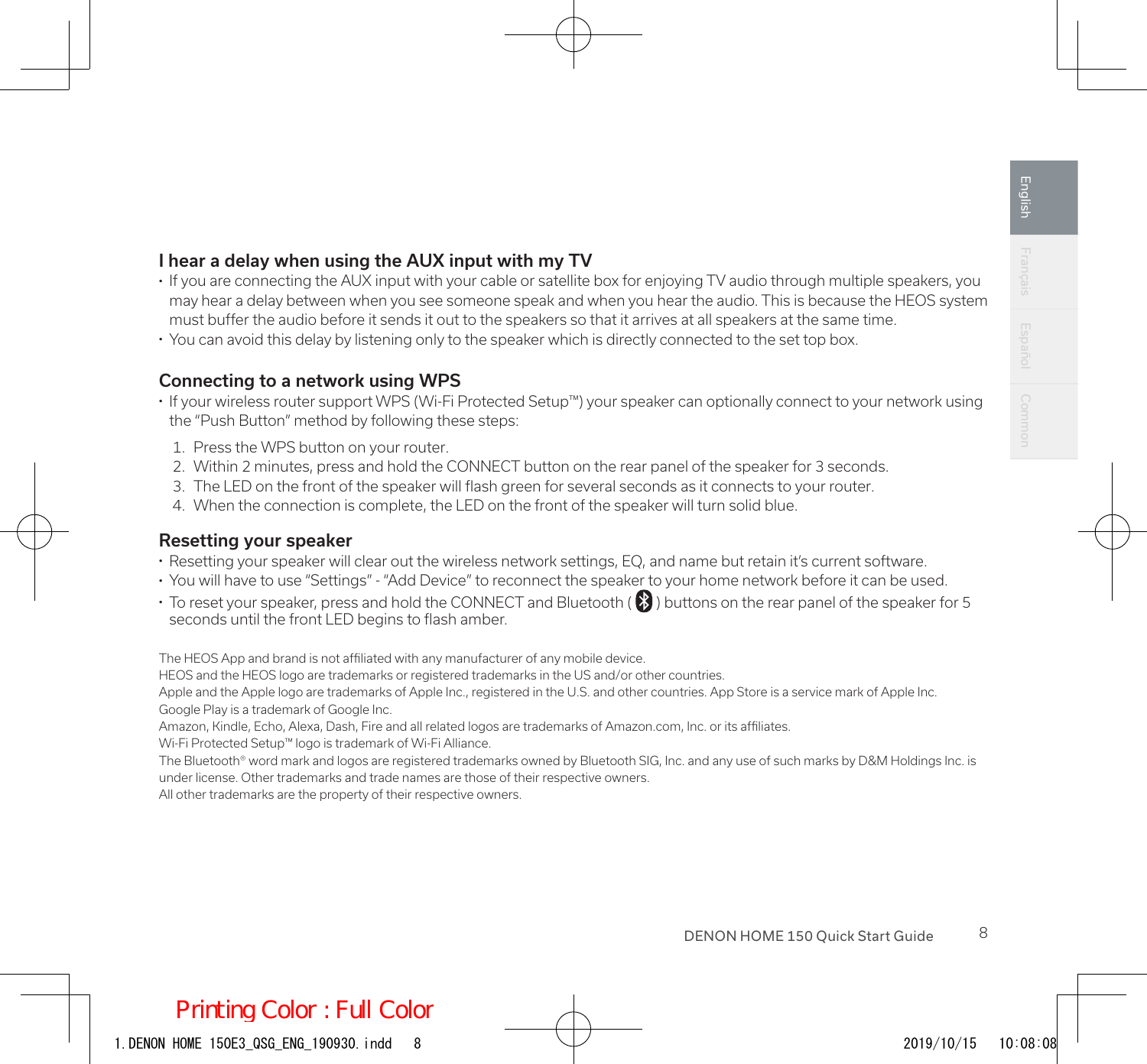## I hear a delay when using the AUX input with my TV

- If you are connecting the AUX input with your cable or satellite box for enjoying TV audio through multiple speakers, you may hear a delay between when you see someone speak and when you hear the audio. This is because the HEOS system must buffer the audio before it sends it out to the speakers so that it arrives at all speakers at the same time.
- You can avoid this delay by listening only to the speaker which is directly connected to the set top box.

## Connecting to a network using WPS

- If your wireless router support WPS (Wi-Fi Protected Setup™) your speaker can optionally connect to your network using the "Push Button" method by following these steps:

1. Press the WPS button on your router.
2. Within 2 minutes, press and hold the CONNECT button on the rear panel of the speaker for 3 seconds.
3. The LED on the front of the speaker will flash green for several seconds as it connects to your router.
4. When the connection is complete, the LED on the front of the speaker will turn solid blue.

## Resetting your speaker

- Resetting your speaker will clear out the wireless network settings, EQ, and name but retain it's current software.
- You will have to use "Settings" - "Add Device" to reconnect the speaker to your home network before it can be used.
- To reset your speaker, press and hold the CONNECT and Bluetooth ( ) buttons on the rear panel of the speaker for 5 seconds until the front LED begins to flash amber.

The HEOS App and brand is not affiliated with any manufacturer of any mobile device.
HEOS and the HEOS logo are trademarks or registered trademarks in the US and/or other countries.
Apple and the Apple logo are trademarks of Apple Inc., registered in the U.S. and other countries. App Store is a service mark of Apple Inc.
Google Play is a trademark of Google Inc.
Amazon, Kindle, Echo, Alexa, Dash, Fire and all related logos are trademarks of Amazon.com, Inc. or its affiliates.
Wi-Fi Protected Setup™ logo is trademark of Wi-Fi Alliance.
The Bluetooth® word mark and logos are registered trademarks owned by Bluetooth SIG, Inc. and any use of such marks by D&M Holdings Inc. is under license. Other trademarks and trade names are those of their respective owners.
All other trademarks are the property of their respective owners.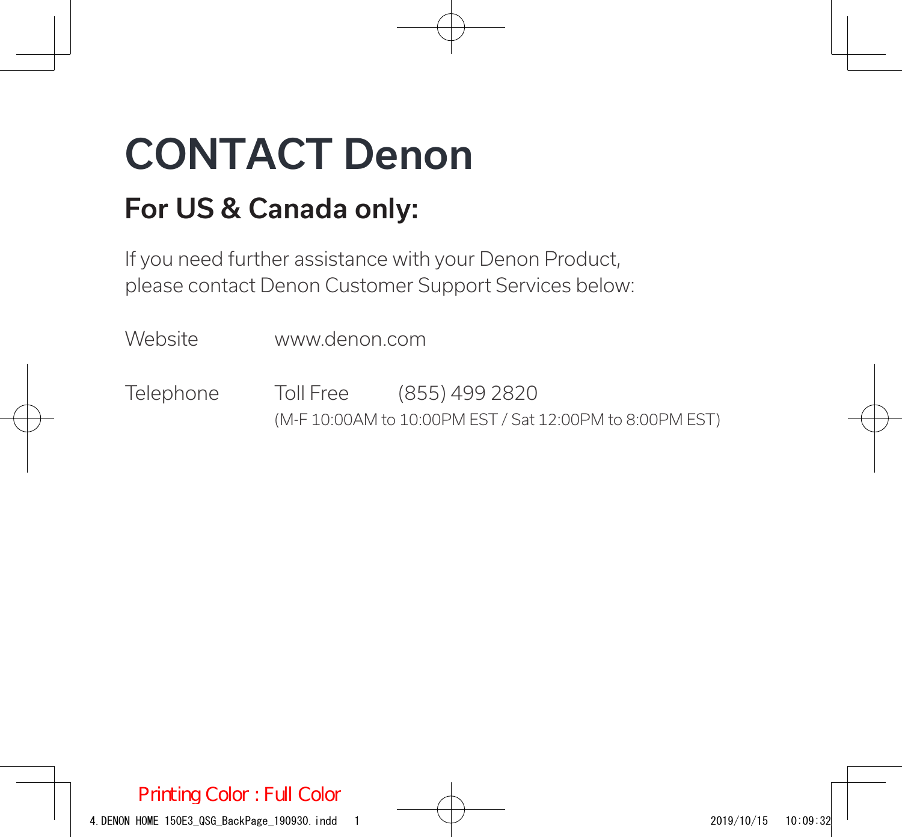# CONTACT Denon

## For US & Canada only:

If you need further assistance with your Denon Product, please contact Denon Customer Support Services below:

| | | |
|---|---|---|
| Website | www.denon.com | |
| Telephone | Toll Free | (855) 499 2820 |
| | (M-F 10:00AM to 10:00PM EST / Sat 12:00PM to 8:00PM EST) | |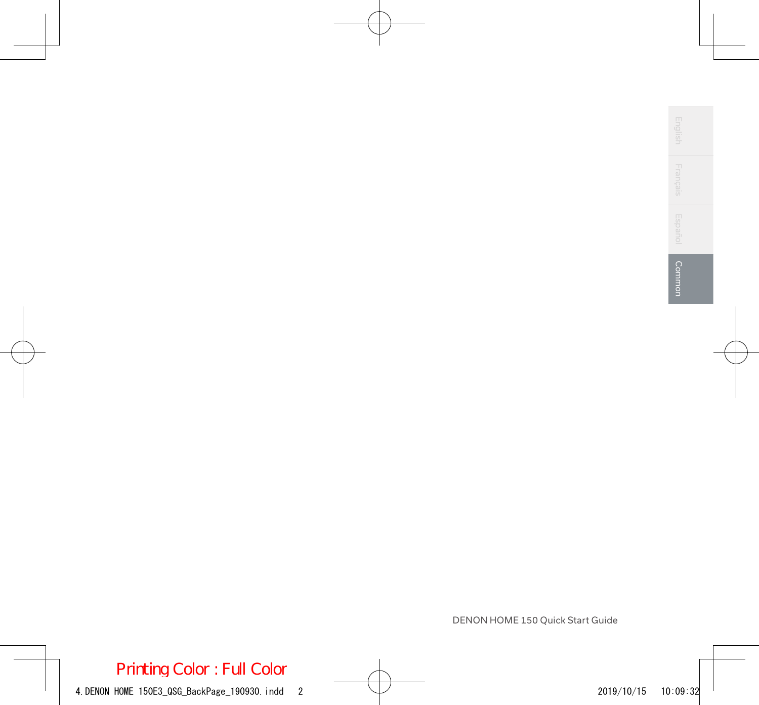DENON HOME 150 Quick Start Guide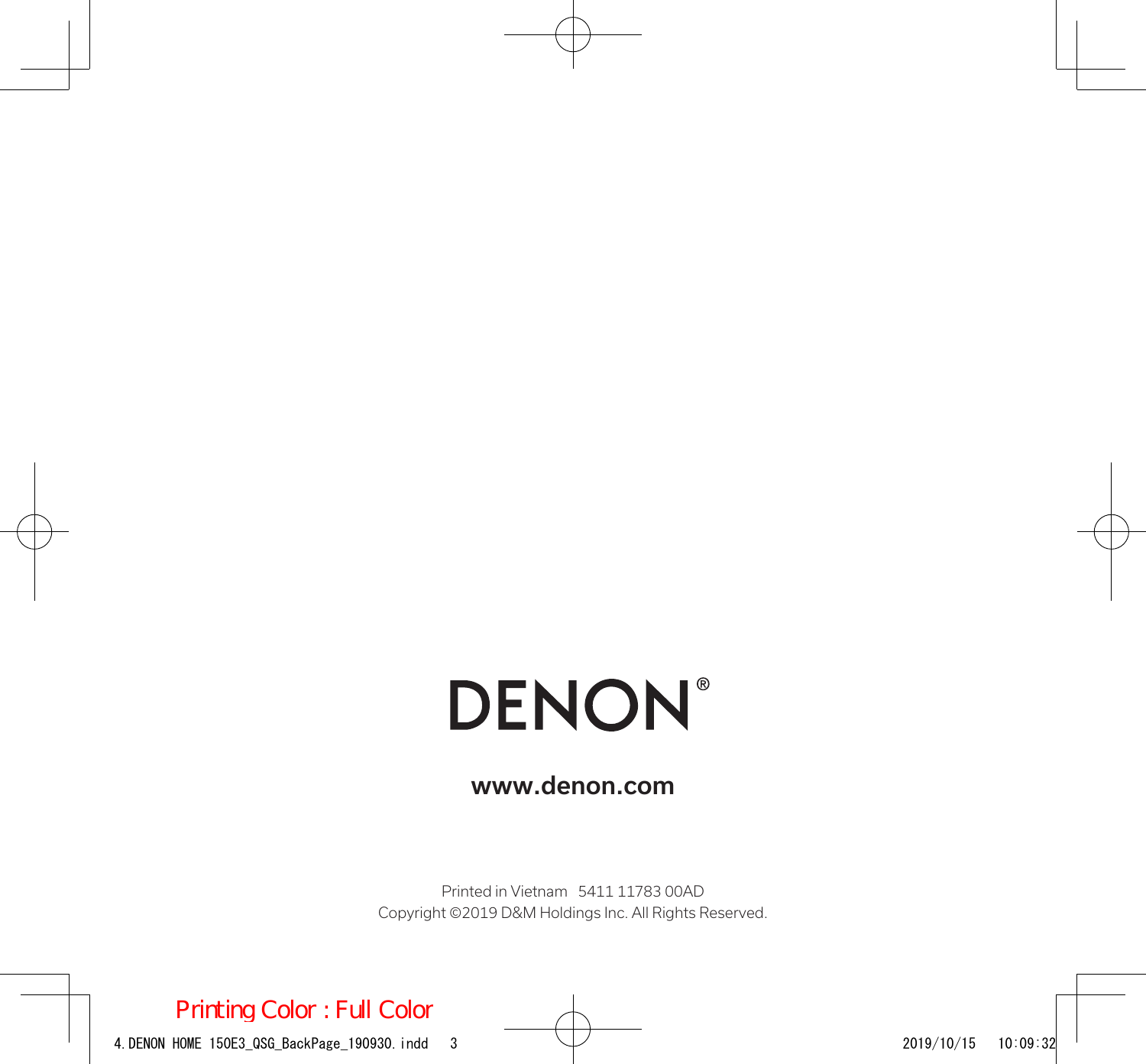DENON®

**www.denon.com**

Printed in Vietnam 5411 11783 00AD
Copyright ©2019 D&M Holdings Inc. All Rights Reserved.